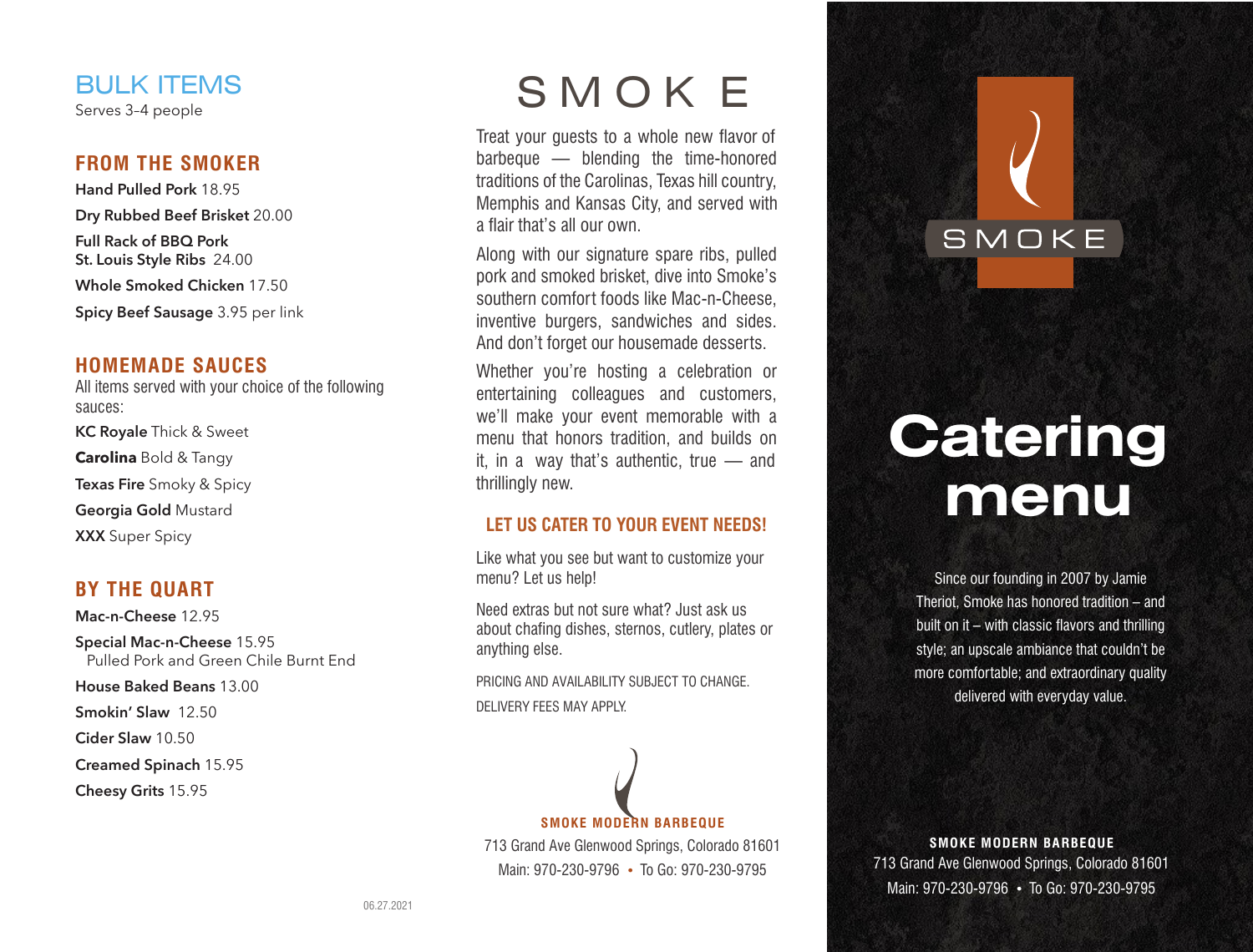# BULK ITEMS

Serves 3-4 people

## FROM THE SMOKER

**Hand Pulled Pork** 18.95

**Dry Rubbed Beef Brisket** 20.00

**Full Rack of BBQ Pork St. Louis Style Ribs** 24.00

**Whole Smoked Chicken** 17.50

**Spicy Beef Sausage** 3.95 per link

## HOMEMADE SAUCES

All items served with your choice of the following sauces:

**KC Royale** Thick & Sweet

**Carolina** Bold & Tangy

**Texas Fire** Smoky & Spicy

**Georgia Gold** Mustard

**XXX** Super Spicy

## BY THE QUART

**Mac-n-Cheese** 12.95

**Special Mac-n-Cheese** 15.95
Pulled Pork and Green Chile Burnt End

**House Baked Beans** 13.00

**Smokin' Slaw** 12.50

**Cider Slaw** 10.50

**Creamed Spinach** 15.95

**Cheesy Grits** 15.95

06.27.2021

# SMOKE

Treat your guests to a whole new flavor of barbeque — blending the time-honored traditions of the Carolinas, Texas hill country, Memphis and Kansas City, and served with a flair that's all our own.

Along with our signature spare ribs, pulled pork and smoked brisket, dive into Smoke's southern comfort foods like Mac-n-Cheese, inventive burgers, sandwiches and sides. And don't forget our housemade desserts.

Whether you're hosting a celebration or entertaining colleagues and customers, we'll make your event memorable with a menu that honors tradition, and builds on it, in a way that's authentic, true — and thrillingly new.

## LET US CATER TO YOUR EVENT NEEDS!

Like what you see but want to customize your menu? Let us help!

Need extras but not sure what? Just ask us about chafing dishes, sternos, cutlery, plates or anything else.

PRICING AND AVAILABILITY SUBJECT TO CHANGE.
DELIVERY FEES MAY APPLY.

**SMOKE MODERN BARBEQUE**
713 Grand Ave Glenwood Springs, Colorado 81601
Main: 970-230-9796 • To Go: 970-230-9795

SMOKE

# Catering menu

Since our founding in 2007 by Jamie Theriot, Smoke has honored tradition – and built on it – with classic flavors and thrilling style; an upscale ambiance that couldn't be more comfortable; and extraordinary quality delivered with everyday value.

**SMOKE MODERN BARBEQUE**
713 Grand Ave Glenwood Springs, Colorado 81601
Main: 970-230-9796 • To Go: 970-230-9795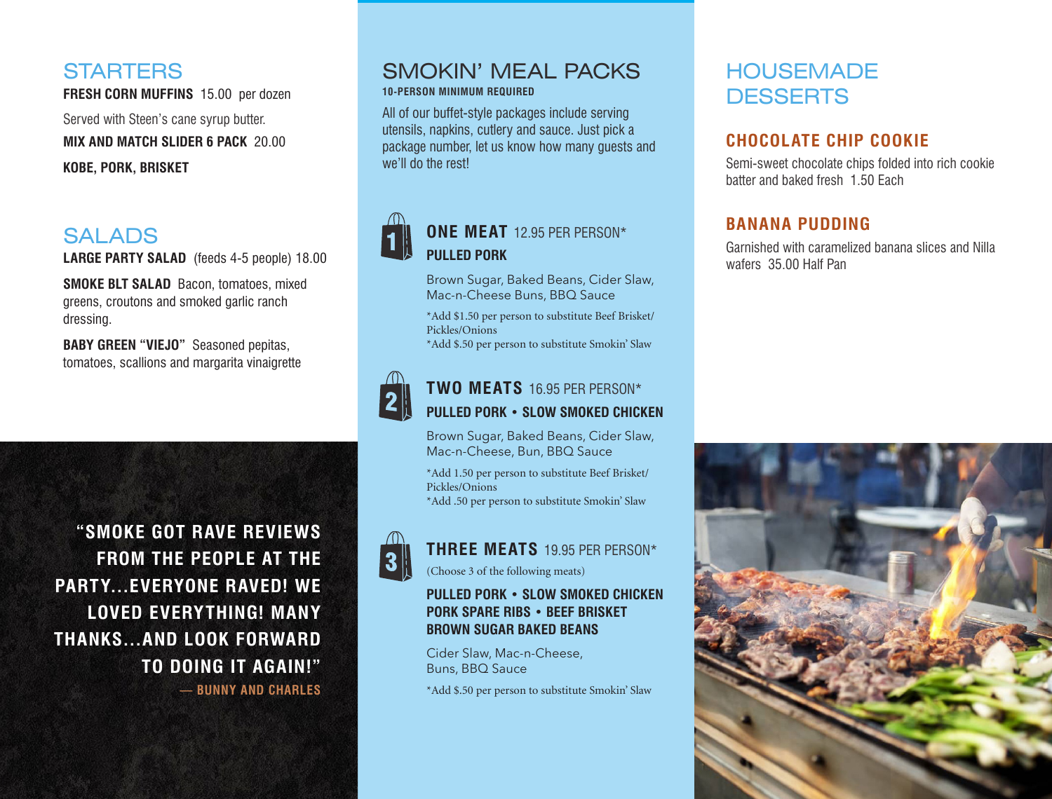## STARTERS

**FRESH CORN MUFFINS** 15.00 per dozen

Served with Steen's cane syrup butter.

**MIX AND MATCH SLIDER 6 PACK** 20.00

**KOBE, PORK, BRISKET**

## SALADS

**LARGE PARTY SALAD** (feeds 4-5 people) 18.00

**SMOKE BLT SALAD** Bacon, tomatoes, mixed greens, croutons and smoked garlic ranch dressing.

**BABY GREEN "VIEJO"** Seasoned pepitas, tomatoes, scallions and margarita vinaigrette

**"SMOKE GOT RAVE REVIEWS FROM THE PEOPLE AT THE PARTY...EVERYONE RAVED! WE LOVED EVERYTHING! MANY THANKS...AND LOOK FORWARD TO DOING IT AGAIN!"**

**— BUNNY AND CHARLES**

## SMOKIN' MEAL PACKS

**10-PERSON MINIMUM REQUIRED**

All of our buffet-style packages include serving utensils, napkins, cutlery and sauce. Just pick a package number, let us know how many guests and we'll do the rest!

### 1 ONE MEAT 12.95 PER PERSON*

**PULLED PORK**

Brown Sugar, Baked Beans, Cider Slaw, Mac-n-Cheese Buns, BBQ Sauce

*Add $1.50 per person to substitute Beef Brisket/ Pickles/Onions
*Add $.50 per person to substitute Smokin' Slaw

### 2 TWO MEATS 16.95 PER PERSON*

**PULLED PORK • SLOW SMOKED CHICKEN**

Brown Sugar, Baked Beans, Cider Slaw, Mac-n-Cheese, Bun, BBQ Sauce

*Add 1.50 per person to substitute Beef Brisket/ Pickles/Onions
*Add .50 per person to substitute Smokin' Slaw

### 3 THREE MEATS 19.95 PER PERSON*

(Choose 3 of the following meats)

**PULLED PORK • SLOW SMOKED CHICKEN**
**PORK SPARE RIBS • BEEF BRISKET**
**BROWN SUGAR BAKED BEANS**

Cider Slaw, Mac-n-Cheese, Buns, BBQ Sauce

*Add $.50 per person to substitute Smokin' Slaw

## HOUSEMADE DESSERTS

### CHOCOLATE CHIP COOKIE

Semi-sweet chocolate chips folded into rich cookie batter and baked fresh 1.50 Each

### BANANA PUDDING

Garnished with caramelized banana slices and Nilla wafers 35.00 Half Pan